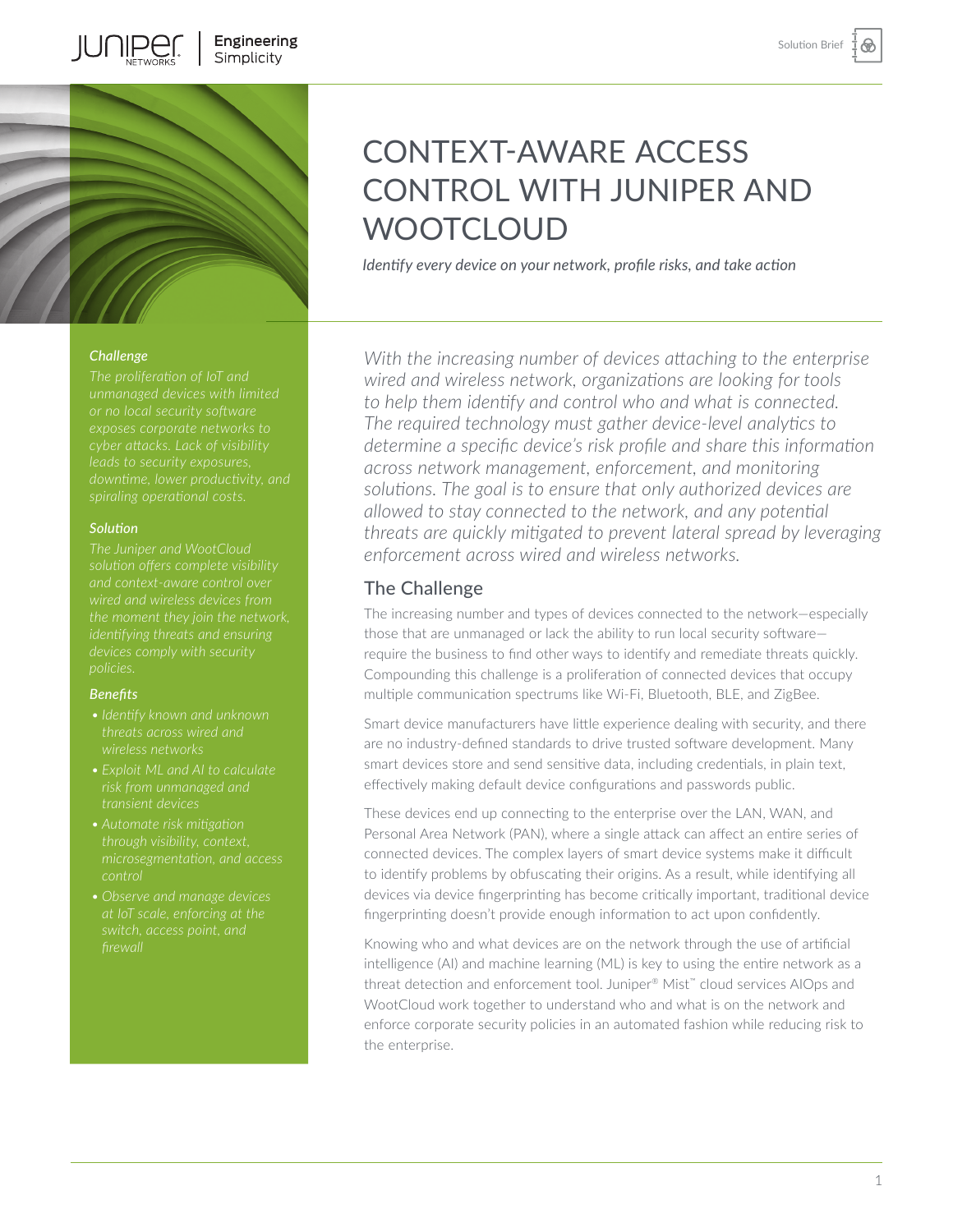# CONTEXT-AWARE ACCESS CONTROL WITH JUNIPER AND WOOTCLOUD

*Identify every device on your network, profile risks, and take action*

***Challenge***

*The proliferation of IoT and unmanaged devices with limited or no local security software exposes corporate networks to cyber attacks. Lack of visibility leads to security exposures, downtime, lower productivity, and spiraling operational costs.*

***Solution***

*The Juniper and WootCloud solution offers complete visibility and context-aware control over wired and wireless devices from the moment they join the network, identifying threats and ensuring devices comply with security policies.*

***Benefits***

- *Identify known and unknown threats across wired and wireless networks*
- *Exploit ML and AI to calculate risk from unmanaged and transient devices*
- *Automate risk mitigation through visibility, context, microsegmentation, and access control*
- *Observe and manage devices at IoT scale, enforcing at the switch, access point, and firewall*

*With the increasing number of devices attaching to the enterprise wired and wireless network, organizations are looking for tools to help them identify and control who and what is connected. The required technology must gather device-level analytics to determine a specific device's risk profile and share this information across network management, enforcement, and monitoring solutions. The goal is to ensure that only authorized devices are allowed to stay connected to the network, and any potential threats are quickly mitigated to prevent lateral spread by leveraging enforcement across wired and wireless networks.*

## The Challenge

The increasing number and types of devices connected to the network—especially those that are unmanaged or lack the ability to run local security software—require the business to find other ways to identify and remediate threats quickly. Compounding this challenge is a proliferation of connected devices that occupy multiple communication spectrums like Wi-Fi, Bluetooth, BLE, and ZigBee.

Smart device manufacturers have little experience dealing with security, and there are no industry-defined standards to drive trusted software development. Many smart devices store and send sensitive data, including credentials, in plain text, effectively making default device configurations and passwords public.

These devices end up connecting to the enterprise over the LAN, WAN, and Personal Area Network (PAN), where a single attack can affect an entire series of connected devices. The complex layers of smart device systems make it difficult to identify problems by obfuscating their origins. As a result, while identifying all devices via device fingerprinting has become critically important, traditional device fingerprinting doesn't provide enough information to act upon confidently.

Knowing who and what devices are on the network through the use of artificial intelligence (AI) and machine learning (ML) is key to using the entire network as a threat detection and enforcement tool. Juniper® Mist™ cloud services AIOps and WootCloud work together to understand who and what is on the network and enforce corporate security policies in an automated fashion while reducing risk to the enterprise.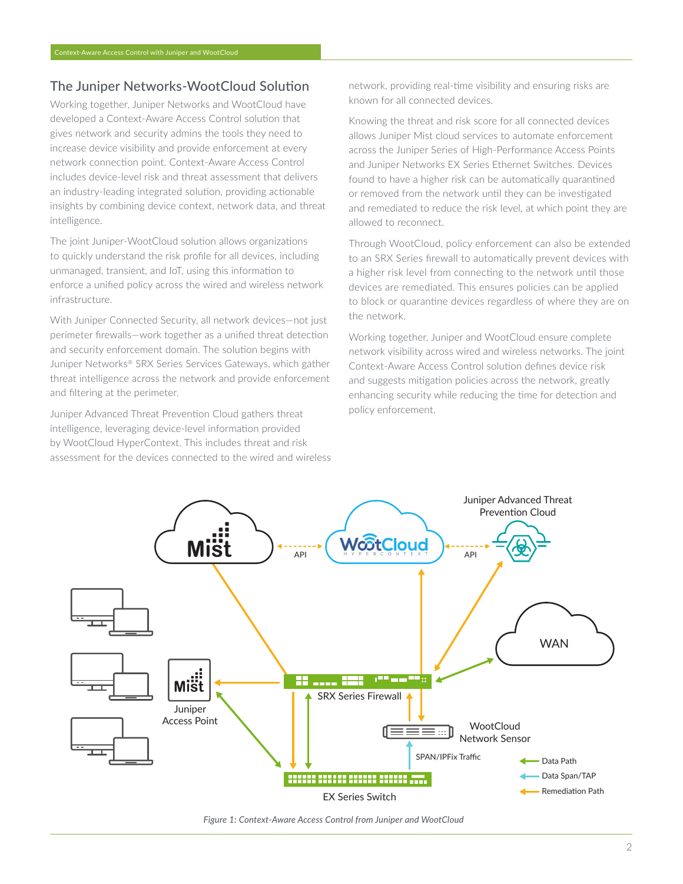## The Juniper Networks-WootCloud Solution

Working together, Juniper Networks and WootCloud have developed a Context-Aware Access Control solution that gives network and security admins the tools they need to increase device visibility and provide enforcement at every network connection point. Context-Aware Access Control includes device-level risk and threat assessment that delivers an industry-leading integrated solution, providing actionable insights by combining device context, network data, and threat intelligence.

The joint Juniper-WootCloud solution allows organizations to quickly understand the risk profile for all devices, including unmanaged, transient, and IoT, using this information to enforce a unified policy across the wired and wireless network infrastructure.

With Juniper Connected Security, all network devices—not just perimeter firewalls—work together as a unified threat detection and security enforcement domain. The solution begins with Juniper Networks® SRX Series Services Gateways, which gather threat intelligence across the network and provide enforcement and filtering at the perimeter.

Juniper Advanced Threat Prevention Cloud gathers threat intelligence, leveraging device-level information provided by WootCloud HyperContext. This includes threat and risk assessment for the devices connected to the wired and wireless network, providing real-time visibility and ensuring risks are known for all connected devices.

Knowing the threat and risk score for all connected devices allows Juniper Mist cloud services to automate enforcement across the Juniper Series of High-Performance Access Points and Juniper Networks EX Series Ethernet Switches. Devices found to have a higher risk can be automatically quarantined or removed from the network until they can be investigated and remediated to reduce the risk level, at which point they are allowed to reconnect.

Through WootCloud, policy enforcement can also be extended to an SRX Series firewall to automatically prevent devices with a higher risk level from connecting to the network until those devices are remediated. This ensures policies can be applied to block or quarantine devices regardless of where they are on the network.

Working together, Juniper and WootCloud ensure complete network visibility across wired and wireless networks. The joint Context-Aware Access Control solution defines device risk and suggests mitigation policies across the network, greatly enhancing security while reducing the time for detection and policy enforcement.

*Figure 1: Context-Aware Access Control from Juniper and WootCloud*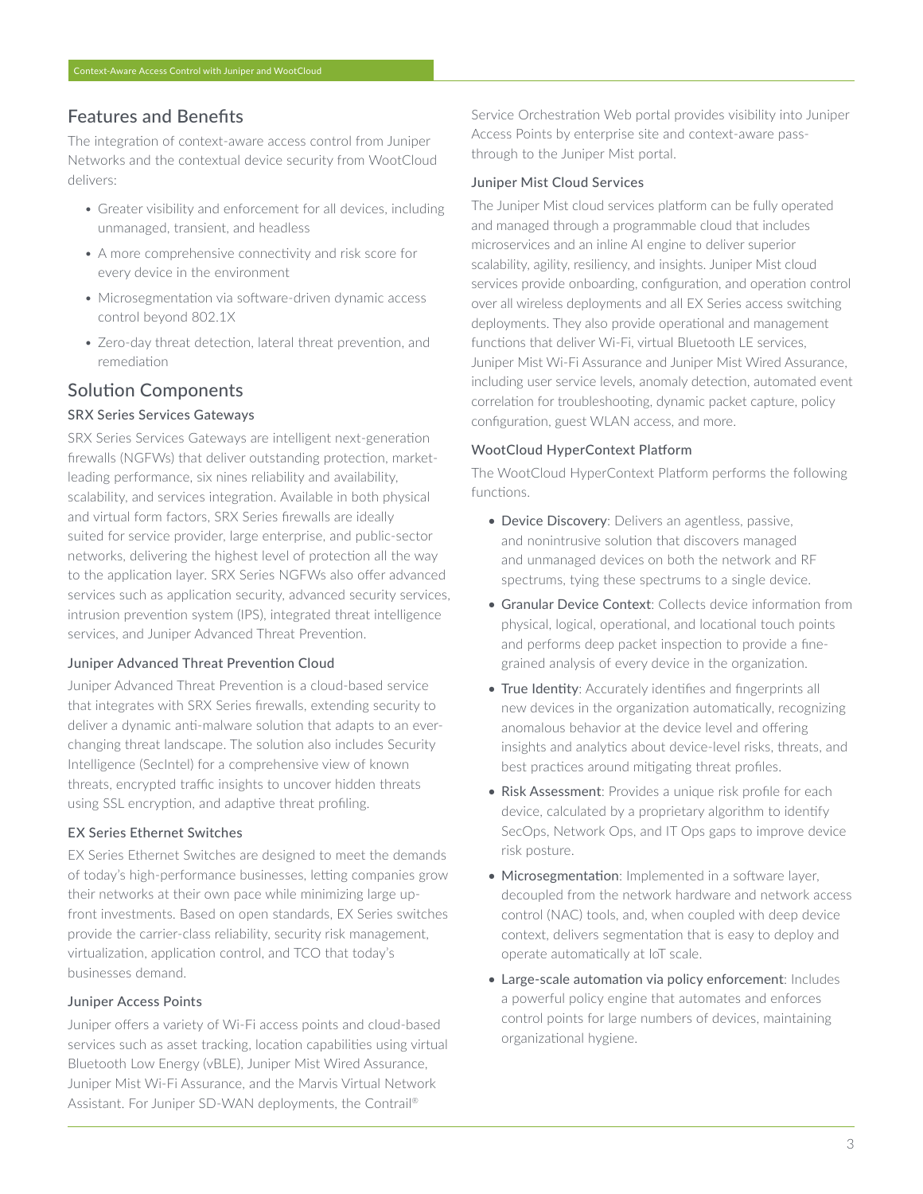## Features and Benefits

The integration of context-aware access control from Juniper Networks and the contextual device security from WootCloud delivers:

- Greater visibility and enforcement for all devices, including unmanaged, transient, and headless
- A more comprehensive connectivity and risk score for every device in the environment
- Microsegmentation via software-driven dynamic access control beyond 802.1X
- Zero-day threat detection, lateral threat prevention, and remediation

## Solution Components

### SRX Series Services Gateways

SRX Series Services Gateways are intelligent next-generation firewalls (NGFWs) that deliver outstanding protection, market-leading performance, six nines reliability and availability, scalability, and services integration. Available in both physical and virtual form factors, SRX Series firewalls are ideally suited for service provider, large enterprise, and public-sector networks, delivering the highest level of protection all the way to the application layer. SRX Series NGFWs also offer advanced services such as application security, advanced security services, intrusion prevention system (IPS), integrated threat intelligence services, and Juniper Advanced Threat Prevention.

### Juniper Advanced Threat Prevention Cloud

Juniper Advanced Threat Prevention is a cloud-based service that integrates with SRX Series firewalls, extending security to deliver a dynamic anti-malware solution that adapts to an ever-changing threat landscape. The solution also includes Security Intelligence (SecIntel) for a comprehensive view of known threats, encrypted traffic insights to uncover hidden threats using SSL encryption, and adaptive threat profiling.

### EX Series Ethernet Switches

EX Series Ethernet Switches are designed to meet the demands of today's high-performance businesses, letting companies grow their networks at their own pace while minimizing large up-front investments. Based on open standards, EX Series switches provide the carrier-class reliability, security risk management, virtualization, application control, and TCO that today's businesses demand.

### Juniper Access Points

Juniper offers a variety of Wi-Fi access points and cloud-based services such as asset tracking, location capabilities using virtual Bluetooth Low Energy (vBLE), Juniper Mist Wired Assurance, Juniper Mist Wi-Fi Assurance, and the Marvis Virtual Network Assistant. For Juniper SD-WAN deployments, the Contrail® Service Orchestration Web portal provides visibility into Juniper Access Points by enterprise site and context-aware pass-through to the Juniper Mist portal.

### Juniper Mist Cloud Services

The Juniper Mist cloud services platform can be fully operated and managed through a programmable cloud that includes microservices and an inline AI engine to deliver superior scalability, agility, resiliency, and insights. Juniper Mist cloud services provide onboarding, configuration, and operation control over all wireless deployments and all EX Series access switching deployments. They also provide operational and management functions that deliver Wi-Fi, virtual Bluetooth LE services, Juniper Mist Wi-Fi Assurance and Juniper Mist Wired Assurance, including user service levels, anomaly detection, automated event correlation for troubleshooting, dynamic packet capture, policy configuration, guest WLAN access, and more.

### WootCloud HyperContext Platform

The WootCloud HyperContext Platform performs the following functions.

- Device Discovery: Delivers an agentless, passive, and nonintrusive solution that discovers managed and unmanaged devices on both the network and RF spectrums, tying these spectrums to a single device.
- Granular Device Context: Collects device information from physical, logical, operational, and locational touch points and performs deep packet inspection to provide a fine-grained analysis of every device in the organization.
- True Identity: Accurately identifies and fingerprints all new devices in the organization automatically, recognizing anomalous behavior at the device level and offering insights and analytics about device-level risks, threats, and best practices around mitigating threat profiles.
- Risk Assessment: Provides a unique risk profile for each device, calculated by a proprietary algorithm to identify SecOps, Network Ops, and IT Ops gaps to improve device risk posture.
- Microsegmentation: Implemented in a software layer, decoupled from the network hardware and network access control (NAC) tools, and, when coupled with deep device context, delivers segmentation that is easy to deploy and operate automatically at IoT scale.
- Large-scale automation via policy enforcement: Includes a powerful policy engine that automates and enforces control points for large numbers of devices, maintaining organizational hygiene.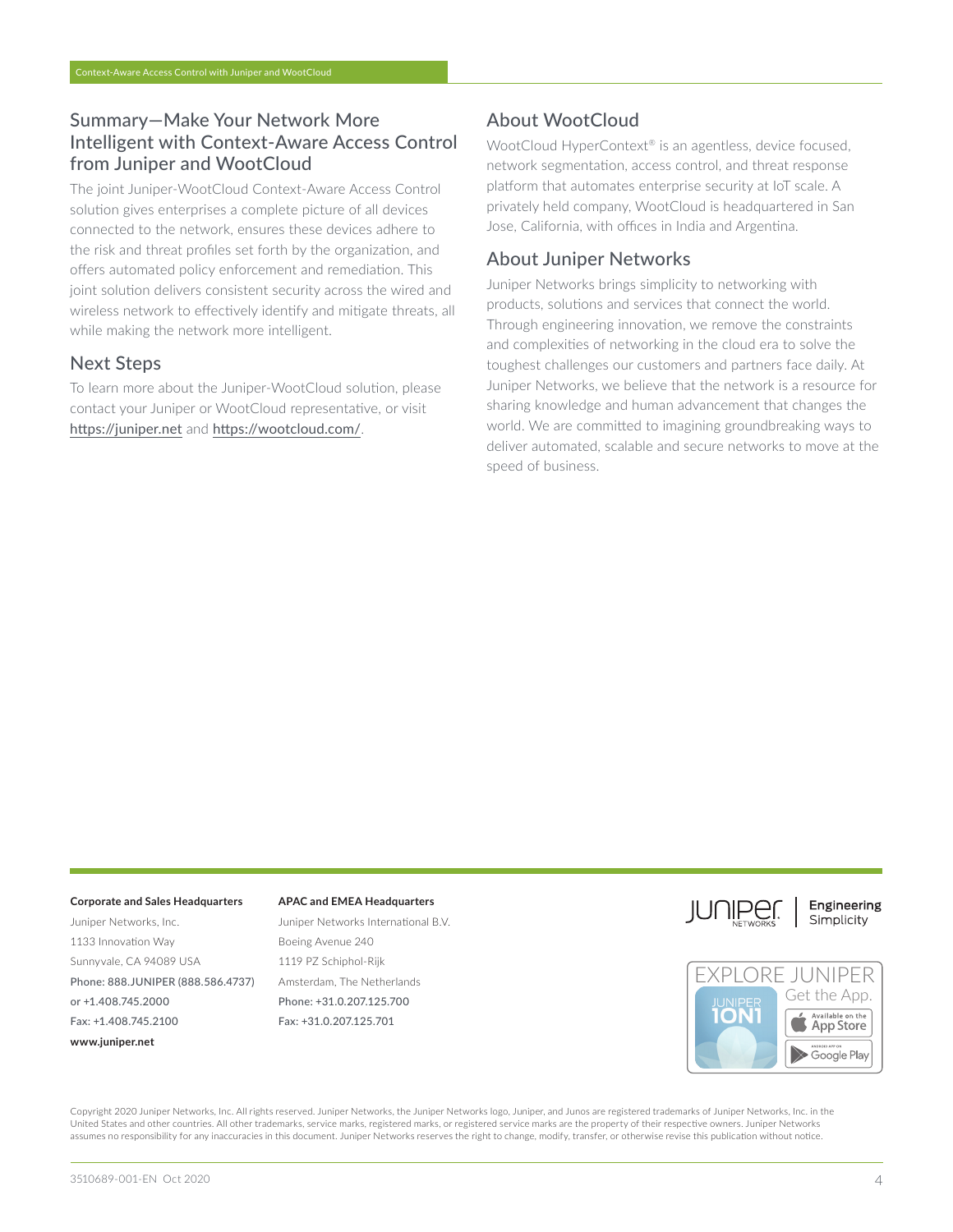## Summary—Make Your Network More Intelligent with Context-Aware Access Control from Juniper and WootCloud

The joint Juniper-WootCloud Context-Aware Access Control solution gives enterprises a complete picture of all devices connected to the network, ensures these devices adhere to the risk and threat profiles set forth by the organization, and offers automated policy enforcement and remediation. This joint solution delivers consistent security across the wired and wireless network to effectively identify and mitigate threats, all while making the network more intelligent.

## Next Steps

To learn more about the Juniper-WootCloud solution, please contact your Juniper or WootCloud representative, or visit https://juniper.net and https://wootcloud.com/.

## About WootCloud

WootCloud HyperContext® is an agentless, device focused, network segmentation, access control, and threat response platform that automates enterprise security at IoT scale. A privately held company, WootCloud is headquartered in San Jose, California, with offices in India and Argentina.

## About Juniper Networks

Juniper Networks brings simplicity to networking with products, solutions and services that connect the world. Through engineering innovation, we remove the constraints and complexities of networking in the cloud era to solve the toughest challenges our customers and partners face daily. At Juniper Networks, we believe that the network is a resource for sharing knowledge and human advancement that changes the world. We are committed to imagining groundbreaking ways to deliver automated, scalable and secure networks to move at the speed of business.

**Corporate and Sales Headquarters**
Juniper Networks, Inc.
1133 Innovation Way
Sunnyvale, CA 94089 USA
Phone: 888.JUNIPER (888.586.4737)
or +1.408.745.2000
Fax: +1.408.745.2100
**www.juniper.net**

**APAC and EMEA Headquarters**
Juniper Networks International B.V.
Boeing Avenue 240
1119 PZ Schiphol-Rijk
Amsterdam, The Netherlands
Phone: +31.0.207.125.700
Fax: +31.0.207.125.701

JUNIPER NETWORKS | Engineering Simplicity

EXPLORE JUNIPER
Get the App.
JUNIPER 1ON1
Available on the App Store
Android App on Google Play

Copyright 2020 Juniper Networks, Inc. All rights reserved. Juniper Networks, the Juniper Networks logo, Juniper, and Junos are registered trademarks of Juniper Networks, Inc. in the United States and other countries. All other trademarks, service marks, registered marks, or registered service marks are the property of their respective owners. Juniper Networks assumes no responsibility for any inaccuracies in this document. Juniper Networks reserves the right to change, modify, transfer, or otherwise revise this publication without notice.

3510689-001-EN Oct 2020